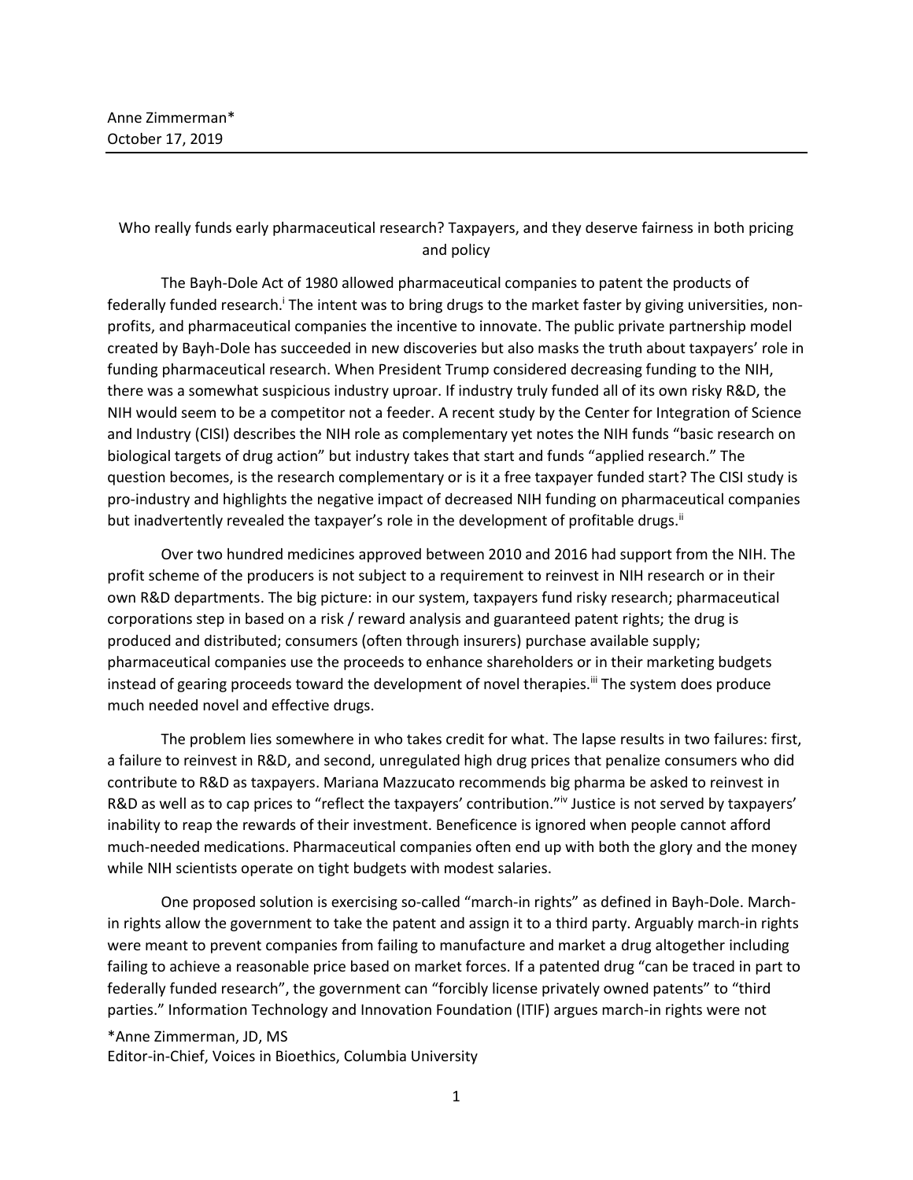Anne Zimmerman*
October 17, 2019

# Who really funds early pharmaceutical research? Taxpayers, and they deserve fairness in both pricing and policy

The Bayh-Dole Act of 1980 allowed pharmaceutical companies to patent the products of federally funded research.[i] The intent was to bring drugs to the market faster by giving universities, non-profits, and pharmaceutical companies the incentive to innovate. The public private partnership model created by Bayh-Dole has succeeded in new discoveries but also masks the truth about taxpayers' role in funding pharmaceutical research. When President Trump considered decreasing funding to the NIH, there was a somewhat suspicious industry uproar. If industry truly funded all of its own risky R&D, the NIH would seem to be a competitor not a feeder. A recent study by the Center for Integration of Science and Industry (CISI) describes the NIH role as complementary yet notes the NIH funds "basic research on biological targets of drug action" but industry takes that start and funds "applied research." The question becomes, is the research complementary or is it a free taxpayer funded start? The CISI study is pro-industry and highlights the negative impact of decreased NIH funding on pharmaceutical companies but inadvertently revealed the taxpayer's role in the development of profitable drugs.[ii]

Over two hundred medicines approved between 2010 and 2016 had support from the NIH. The profit scheme of the producers is not subject to a requirement to reinvest in NIH research or in their own R&D departments. The big picture: in our system, taxpayers fund risky research; pharmaceutical corporations step in based on a risk / reward analysis and guaranteed patent rights; the drug is produced and distributed; consumers (often through insurers) purchase available supply; pharmaceutical companies use the proceeds to enhance shareholders or in their marketing budgets instead of gearing proceeds toward the development of novel therapies.[iii] The system does produce much needed novel and effective drugs.

The problem lies somewhere in who takes credit for what. The lapse results in two failures: first, a failure to reinvest in R&D, and second, unregulated high drug prices that penalize consumers who did contribute to R&D as taxpayers. Mariana Mazzucato recommends big pharma be asked to reinvest in R&D as well as to cap prices to "reflect the taxpayers' contribution."[iv] Justice is not served by taxpayers' inability to reap the rewards of their investment. Beneficence is ignored when people cannot afford much-needed medications. Pharmaceutical companies often end up with both the glory and the money while NIH scientists operate on tight budgets with modest salaries.

One proposed solution is exercising so-called "march-in rights" as defined in Bayh-Dole. March-in rights allow the government to take the patent and assign it to a third party. Arguably march-in rights were meant to prevent companies from failing to manufacture and market a drug altogether including failing to achieve a reasonable price based on market forces. If a patented drug "can be traced in part to federally funded research", the government can "forcibly license privately owned patents" to "third parties." Information Technology and Innovation Foundation (ITIF) argues march-in rights were not

*Anne Zimmerman, JD, MS
Editor-in-Chief, Voices in Bioethics, Columbia University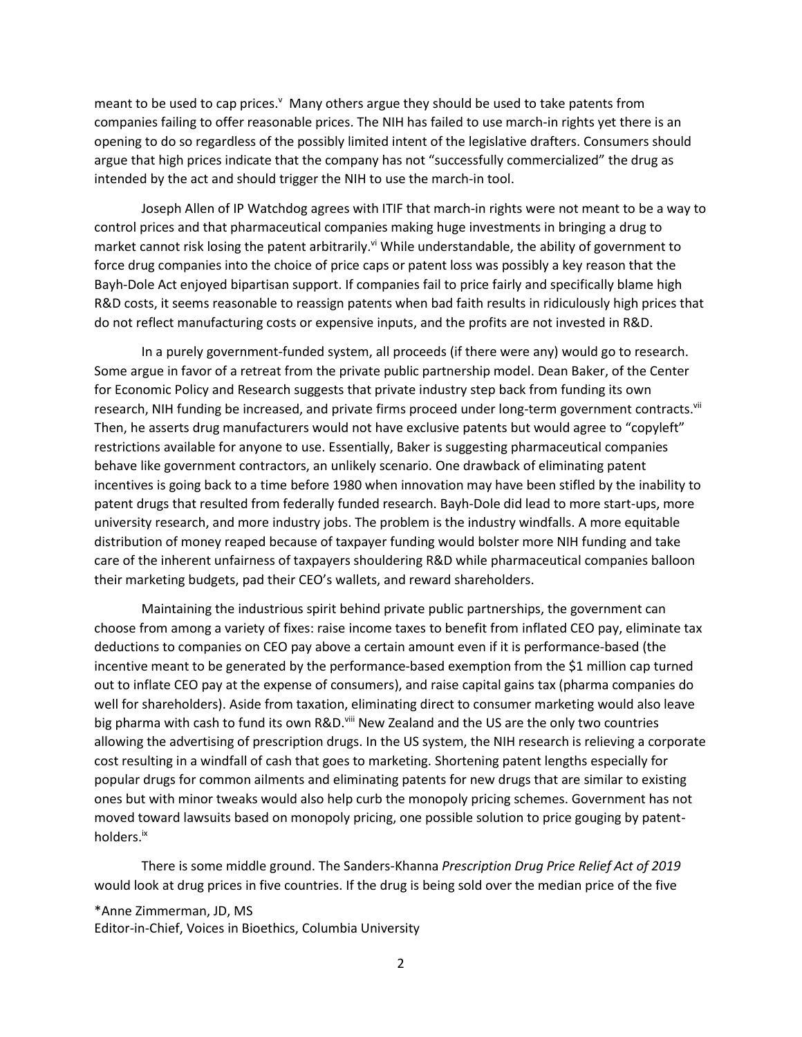meant to be used to cap prices.[v] Many others argue they should be used to take patents from companies failing to offer reasonable prices. The NIH has failed to use march-in rights yet there is an opening to do so regardless of the possibly limited intent of the legislative drafters. Consumers should argue that high prices indicate that the company has not "successfully commercialized" the drug as intended by the act and should trigger the NIH to use the march-in tool.

Joseph Allen of IP Watchdog agrees with ITIF that march-in rights were not meant to be a way to control prices and that pharmaceutical companies making huge investments in bringing a drug to market cannot risk losing the patent arbitrarily.[vi] While understandable, the ability of government to force drug companies into the choice of price caps or patent loss was possibly a key reason that the Bayh-Dole Act enjoyed bipartisan support. If companies fail to price fairly and specifically blame high R&D costs, it seems reasonable to reassign patents when bad faith results in ridiculously high prices that do not reflect manufacturing costs or expensive inputs, and the profits are not invested in R&D.

In a purely government-funded system, all proceeds (if there were any) would go to research. Some argue in favor of a retreat from the private public partnership model. Dean Baker, of the Center for Economic Policy and Research suggests that private industry step back from funding its own research, NIH funding be increased, and private firms proceed under long-term government contracts.[vii] Then, he asserts drug manufacturers would not have exclusive patents but would agree to "copyleft" restrictions available for anyone to use. Essentially, Baker is suggesting pharmaceutical companies behave like government contractors, an unlikely scenario. One drawback of eliminating patent incentives is going back to a time before 1980 when innovation may have been stifled by the inability to patent drugs that resulted from federally funded research. Bayh-Dole did lead to more start-ups, more university research, and more industry jobs. The problem is the industry windfalls. A more equitable distribution of money reaped because of taxpayer funding would bolster more NIH funding and take care of the inherent unfairness of taxpayers shouldering R&D while pharmaceutical companies balloon their marketing budgets, pad their CEO's wallets, and reward shareholders.

Maintaining the industrious spirit behind private public partnerships, the government can choose from among a variety of fixes: raise income taxes to benefit from inflated CEO pay, eliminate tax deductions to companies on CEO pay above a certain amount even if it is performance-based (the incentive meant to be generated by the performance-based exemption from the $1 million cap turned out to inflate CEO pay at the expense of consumers), and raise capital gains tax (pharma companies do well for shareholders). Aside from taxation, eliminating direct to consumer marketing would also leave big pharma with cash to fund its own R&D.[viii] New Zealand and the US are the only two countries allowing the advertising of prescription drugs. In the US system, the NIH research is relieving a corporate cost resulting in a windfall of cash that goes to marketing. Shortening patent lengths especially for popular drugs for common ailments and eliminating patents for new drugs that are similar to existing ones but with minor tweaks would also help curb the monopoly pricing schemes. Government has not moved toward lawsuits based on monopoly pricing, one possible solution to price gouging by patent-holders.[ix]

There is some middle ground. The Sanders-Khanna *Prescription Drug Price Relief Act of 2019* would look at drug prices in five countries. If the drug is being sold over the median price of the five

*Anne Zimmerman, JD, MS
Editor-in-Chief, Voices in Bioethics, Columbia University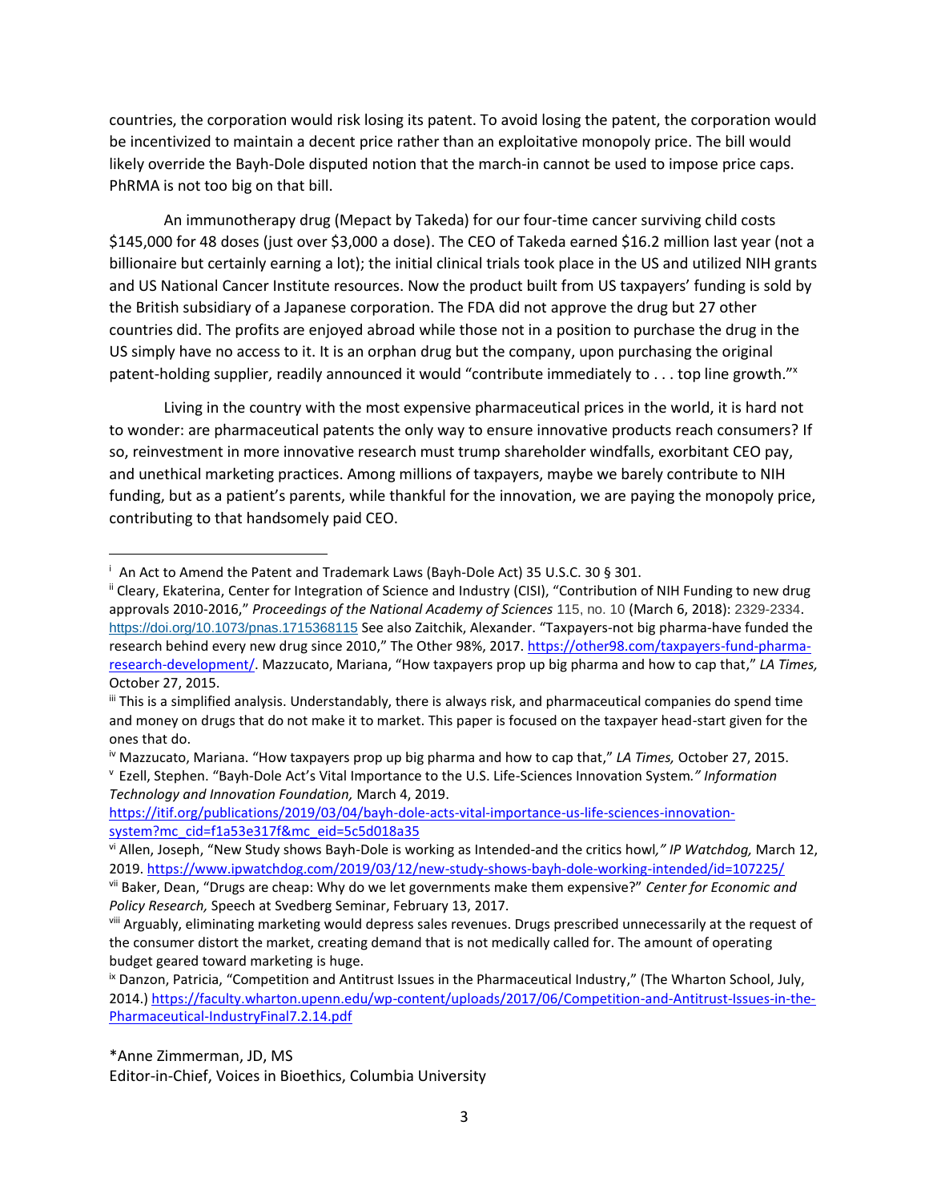countries, the corporation would risk losing its patent. To avoid losing the patent, the corporation would be incentivized to maintain a decent price rather than an exploitative monopoly price. The bill would likely override the Bayh-Dole disputed notion that the march-in cannot be used to impose price caps. PhRMA is not too big on that bill.

An immunotherapy drug (Mepact by Takeda) for our four-time cancer surviving child costs $145,000 for 48 doses (just over $3,000 a dose). The CEO of Takeda earned $16.2 million last year (not a billionaire but certainly earning a lot); the initial clinical trials took place in the US and utilized NIH grants and US National Cancer Institute resources. Now the product built from US taxpayers' funding is sold by the British subsidiary of a Japanese corporation. The FDA did not approve the drug but 27 other countries did. The profits are enjoyed abroad while those not in a position to purchase the drug in the US simply have no access to it. It is an orphan drug but the company, upon purchasing the original patent-holding supplier, readily announced it would "contribute immediately to . . . top line growth."[x]

Living in the country with the most expensive pharmaceutical prices in the world, it is hard not to wonder: are pharmaceutical patents the only way to ensure innovative products reach consumers? If so, reinvestment in more innovative research must trump shareholder windfalls, exorbitant CEO pay, and unethical marketing practices. Among millions of taxpayers, maybe we barely contribute to NIH funding, but as a patient's parents, while thankful for the innovation, we are paying the monopoly price, contributing to that handsomely paid CEO.

---

[i] An Act to Amend the Patent and Trademark Laws (Bayh-Dole Act) 35 U.S.C. 30 § 301.

[ii] Cleary, Ekaterina, Center for Integration of Science and Industry (CISI), "Contribution of NIH Funding to new drug approvals 2010-2016," *Proceedings of the National Academy of Sciences* 115, no. 10 (March 6, 2018): 2329-2334. https://doi.org/10.1073/pnas.1715368115 See also Zaitchik, Alexander. "Taxpayers-not big pharma-have funded the research behind every new drug since 2010," The Other 98%, 2017. https://other98.com/taxpayers-fund-pharma-research-development/. Mazzucato, Mariana, "How taxpayers prop up big pharma and how to cap that," *LA Times,* October 27, 2015.

[iii] This is a simplified analysis. Understandably, there is always risk, and pharmaceutical companies do spend time and money on drugs that do not make it to market. This paper is focused on the taxpayer head-start given for the ones that do.

[iv] Mazzucato, Mariana. "How taxpayers prop up big pharma and how to cap that," *LA Times,* October 27, 2015.

[v] Ezell, Stephen. "Bayh-Dole Act's Vital Importance to the U.S. Life-Sciences Innovation System*." Information Technology and Innovation Foundation,* March 4, 2019. https://itif.org/publications/2019/03/04/bayh-dole-acts-vital-importance-us-life-sciences-innovation-system?mc_cid=f1a53e317f&mc_eid=5c5d018a35

[vi] Allen, Joseph, "New Study shows Bayh-Dole is working as Intended-and the critics howl*," IP Watchdog,* March 12, 2019. https://www.ipwatchdog.com/2019/03/12/new-study-shows-bayh-dole-working-intended/id=107225/

[vii] Baker, Dean, "Drugs are cheap: Why do we let governments make them expensive?" *Center for Economic and Policy Research,* Speech at Svedberg Seminar, February 13, 2017.

[viii] Arguably, eliminating marketing would depress sales revenues. Drugs prescribed unnecessarily at the request of the consumer distort the market, creating demand that is not medically called for. The amount of operating budget geared toward marketing is huge.

[ix] Danzon, Patricia, "Competition and Antitrust Issues in the Pharmaceutical Industry," (The Wharton School, July, 2014.) https://faculty.wharton.upenn.edu/wp-content/uploads/2017/06/Competition-and-Antitrust-Issues-in-the-Pharmaceutical-IndustryFinal7.2.14.pdf

*Anne Zimmerman, JD, MS
Editor-in-Chief, Voices in Bioethics, Columbia University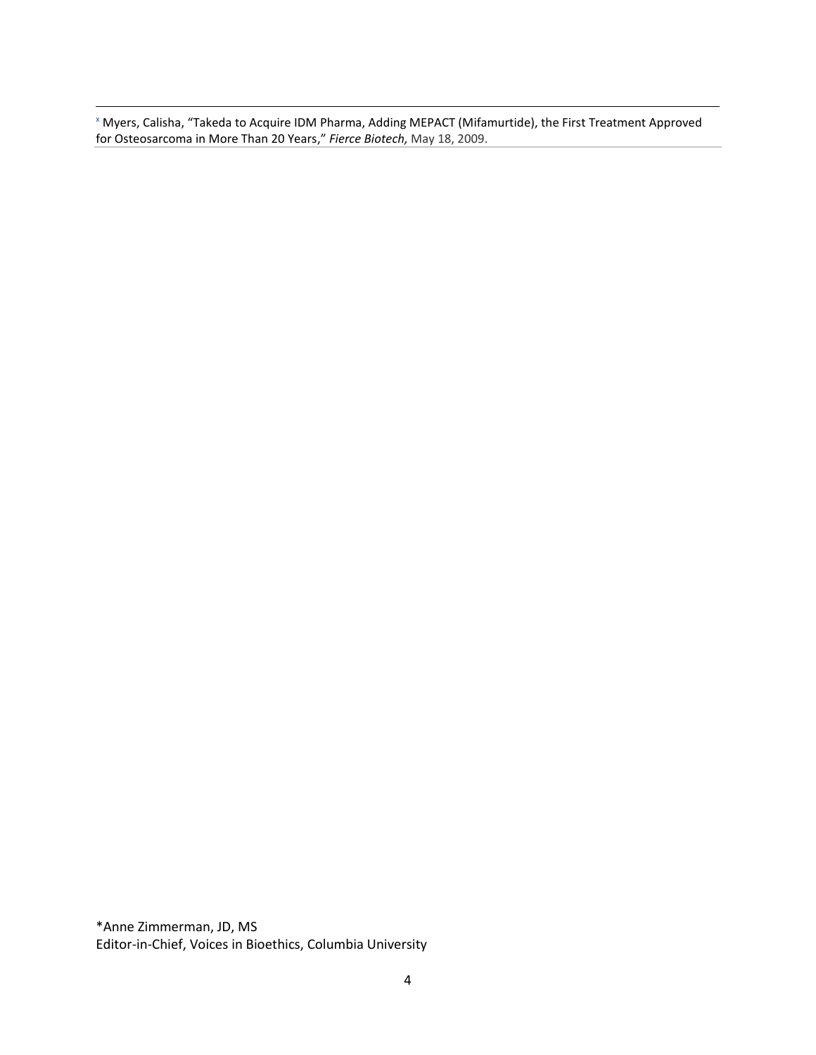---

[x] Myers, Calisha, "Takeda to Acquire IDM Pharma, Adding MEPACT (Mifamurtide), the First Treatment Approved for Osteosarcoma in More Than 20 Years," *Fierce Biotech,* May 18, 2009.

*Anne Zimmerman, JD, MS
Editor-in-Chief, Voices in Bioethics, Columbia University